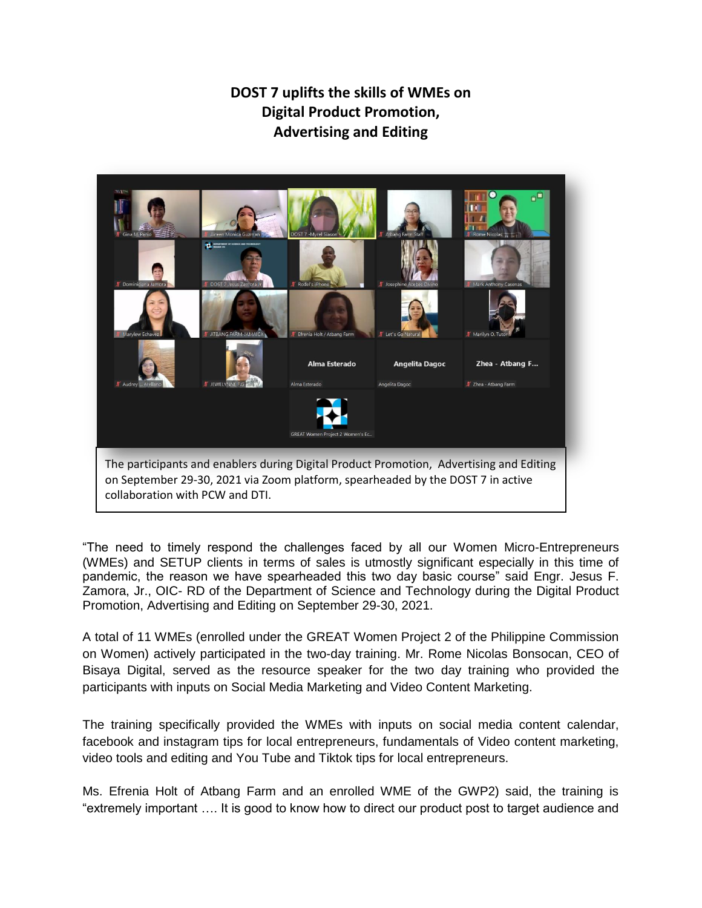# DOST 7 uplifts the skills of WMEs on Digital Product Promotion, Advertising and Editing

The participants and enablers during Digital Product Promotion, Advertising and Editing on September 29-30, 2021 via Zoom platform, spearheaded by the DOST 7 in active collaboration with PCW and DTI.

"The need to timely respond the challenges faced by all our Women Micro-Entrepreneurs (WMEs) and SETUP clients in terms of sales is utmostly significant especially in this time of pandemic, the reason we have spearheaded this two day basic course" said Engr. Jesus F. Zamora, Jr., OIC- RD of the Department of Science and Technology during the Digital Product Promotion, Advertising and Editing on September 29-30, 2021.

A total of 11 WMEs (enrolled under the GREAT Women Project 2 of the Philippine Commission on Women) actively participated in the two-day training. Mr. Rome Nicolas Bonsocan, CEO of Bisaya Digital, served as the resource speaker for the two day training who provided the participants with inputs on Social Media Marketing and Video Content Marketing.

The training specifically provided the WMEs with inputs on social media content calendar, facebook and instagram tips for local entrepreneurs, fundamentals of Video content marketing, video tools and editing and You Tube and Tiktok tips for local entrepreneurs.

Ms. Efrenia Holt of Atbang Farm and an enrolled WME of the GWP2) said, the training is "extremely important …. It is good to know how to direct our product post to target audience and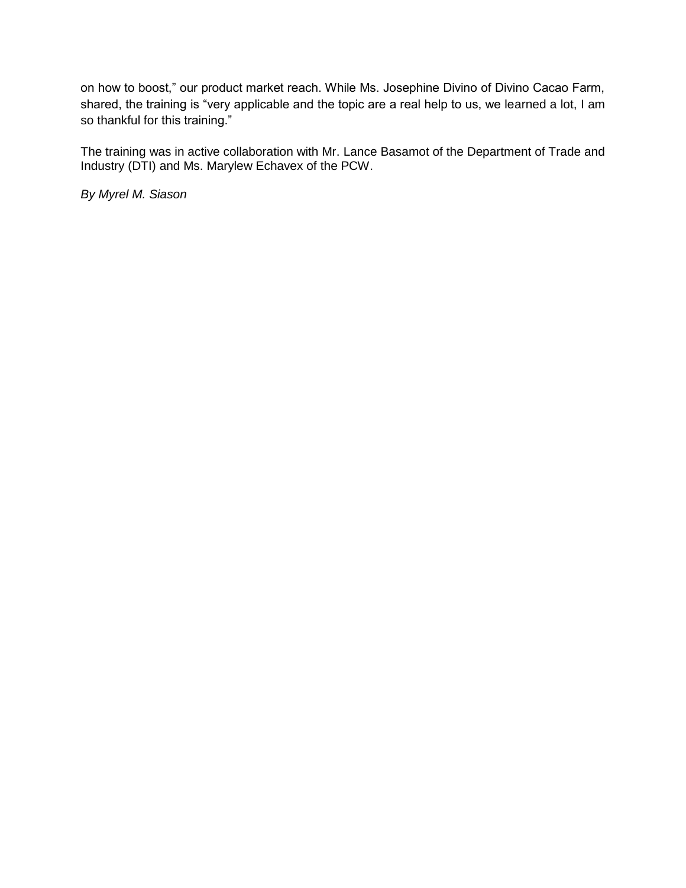on how to boost," our product market reach. While Ms. Josephine Divino of Divino Cacao Farm, shared, the training is "very applicable and the topic are a real help to us, we learned a lot, I am so thankful for this training."

The training was in active collaboration with Mr. Lance Basamot of the Department of Trade and Industry (DTI) and Ms. Marylew Echavex of the PCW.

*By Myrel M. Siason*